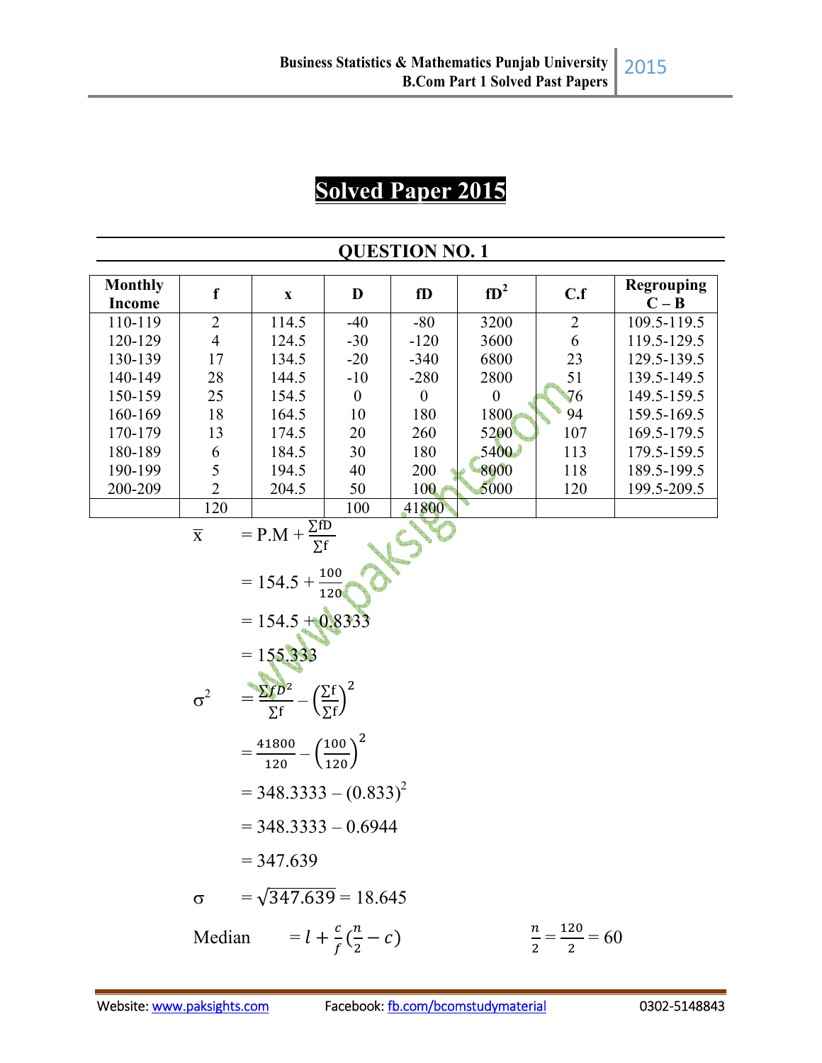# Solved Paper 2015

## QUESTION NO. 1

| Monthly Income | f | x | D | fD | fD² | C.f | Regrouping C – B |
|---|---|---|---|---|---|---|---|
| 110-119 | 2 | 114.5 | -40 | -80 | 3200 | 2 | 109.5-119.5 |
| 120-129 | 4 | 124.5 | -30 | -120 | 3600 | 6 | 119.5-129.5 |
| 130-139 | 17 | 134.5 | -20 | -340 | 6800 | 23 | 129.5-139.5 |
| 140-149 | 28 | 144.5 | -10 | -280 | 2800 | 51 | 139.5-149.5 |
| 150-159 | 25 | 154.5 | 0 | 0 | 0 | 76 | 149.5-159.5 |
| 160-169 | 18 | 164.5 | 10 | 180 | 1800 | 94 | 159.5-169.5 |
| 170-179 | 13 | 174.5 | 20 | 260 | 5200 | 107 | 169.5-179.5 |
| 180-189 | 6 | 184.5 | 30 | 180 | 5400 | 113 | 179.5-159.5 |
| 190-199 | 5 | 194.5 | 40 | 200 | 8000 | 118 | 189.5-199.5 |
| 200-209 | 2 | 204.5 | 50 | 100 | 5000 | 120 | 199.5-209.5 |
| | 120 | | 100 | 41800 | | | |

$$\bar{x} = P.M + \frac{\Sigma fD}{\Sigma f}$$

$$= 154.5 + \frac{100}{120}$$

$$= 154.5 + 0.8333$$

$$= 155.333$$

$$\sigma^2 = \frac{\Sigma fD^2}{\Sigma f} - \left(\frac{\Sigma f}{\Sigma f}\right)^2$$

$$= \frac{41800}{120} - \left(\frac{100}{120}\right)^2$$

$$= 348.3333 - (0.833)^2$$

$$= 348.3333 - 0.6944$$

$$= 347.639$$

$$\sigma = \sqrt{347.639} = 18.645$$

$$\text{Median} = l + \frac{c}{f}\left(\frac{n}{2} - c\right) \qquad \frac{n}{2} = \frac{120}{2} = 60$$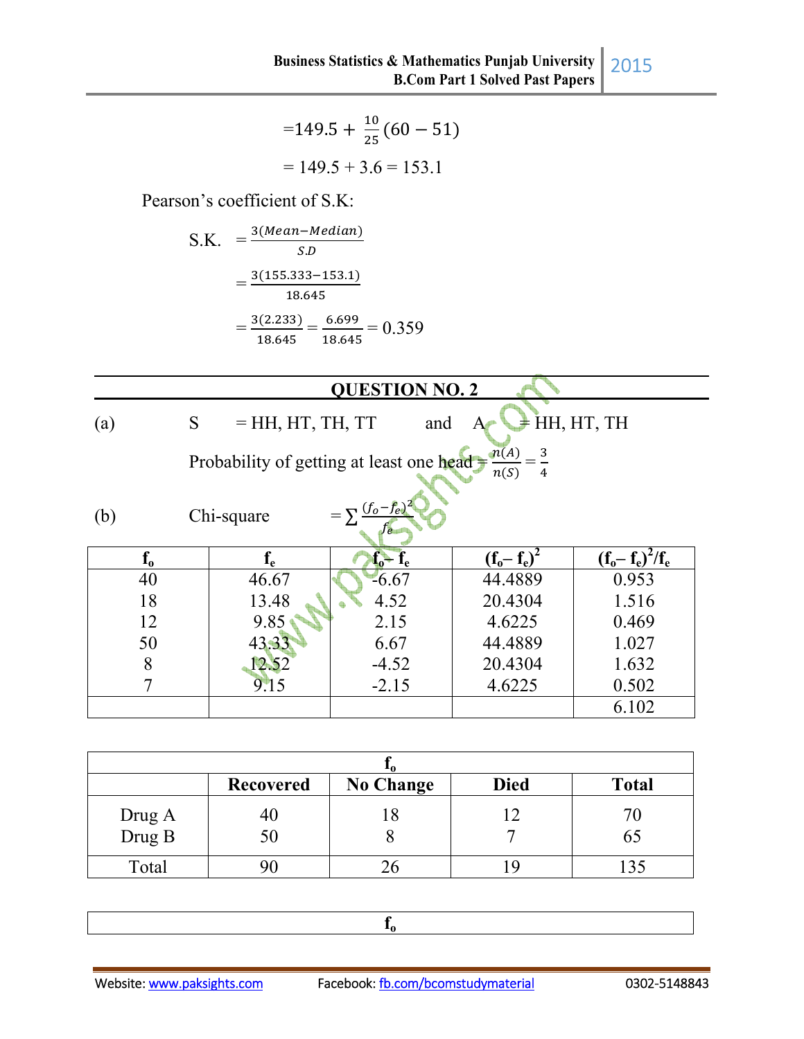$$=149.5 + \frac{10}{25}(60 - 51)$$

$$= 149.5 + 3.6 = 153.1$$

Pearson's coefficient of S.K:

$$\text{S.K.} = \frac{3(Mean - Median)}{S.D}$$

$$= \frac{3(155.333 - 153.1)}{18.645}$$

$$= \frac{3(2.233)}{18.645} = \frac{6.699}{18.645} = 0.359$$

## QUESTION NO. 2

(a) S = HH, HT, TH, TT and A = HH, HT, TH

Probability of getting at least one head $= \frac{n(A)}{n(S)} = \frac{3}{4}$

(b) Chi-square $= \sum \frac{(f_o - f_e)^2}{f_e}$

| $f_o$ | $f_e$ | $f_o - f_e$ | $(f_o - f_e)^2$ | $(f_o - f_e)^2/f_e$ |
|---|---|---|---|---|
| 40 | 46.67 | -6.67 | 44.4889 | 0.953 |
| 18 | 13.48 | 4.52 | 20.4304 | 1.516 |
| 12 | 9.85 | 2.15 | 4.6225 | 0.469 |
| 50 | 43.33 | 6.67 | 44.4889 | 1.027 |
| 8 | 12.52 | -4.52 | 20.4304 | 1.632 |
| 7 | 9.15 | -2.15 | 4.6225 | 0.502 |
| | | | | 6.102 |

| $f_o$ | | | | |
|---|---|---|---|---|
| | Recovered | No Change | Died | Total |
| Drug A | 40 | 18 | 12 | 70 |
| Drug B | 50 | 8 | 7 | 65 |
| Total | 90 | 26 | 19 | 135 |

| $f_o$ |
|---|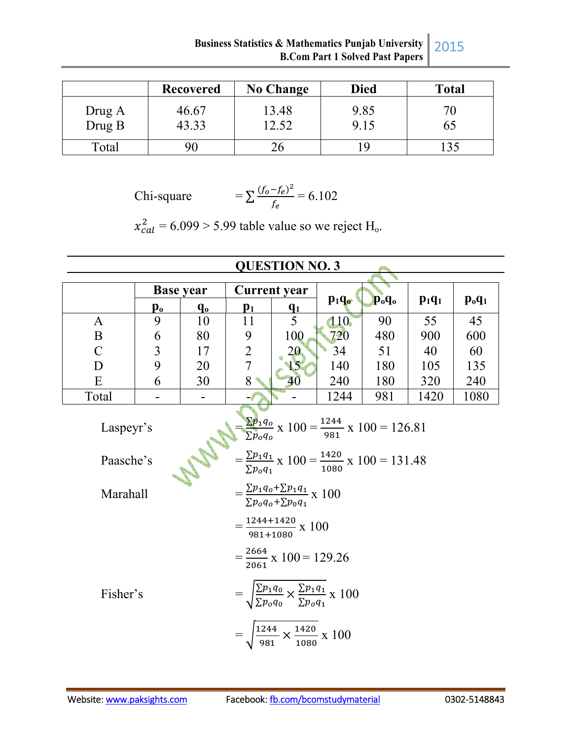| | Recovered | No Change | Died | Total |
|---|---|---|---|---|
| Drug A | 46.67 | 13.48 | 9.85 | 70 |
| Drug B | 43.33 | 12.52 | 9.15 | 65 |
| Total | 90 | 26 | 19 | 135 |

Chi-square $= \sum \frac{(f_o - f_e)^2}{f_e} = 6.102$

$x_{cal}^2 = 6.099 > 5.99$ table value so we reject $H_o$.

## QUESTION NO. 3

| | Base year | | Current year | | $p_1q_o$ | $p_oq_o$ | $p_1q_1$ | $p_oq_1$ |
|---|---|---|---|---|---|---|---|---|
| | $p_o$ | $q_o$ | $p_1$ | $q_1$ | | | | |
| A | 9 | 10 | 11 | 5 | 110 | 90 | 55 | 45 |
| B | 6 | 80 | 9 | 100 | 720 | 480 | 900 | 600 |
| C | 3 | 17 | 2 | 20 | 34 | 51 | 40 | 60 |
| D | 9 | 20 | 7 | 15 | 140 | 180 | 105 | 135 |
| E | 6 | 30 | 8 | 40 | 240 | 180 | 320 | 240 |
| Total | - | - | - | - | 1244 | 981 | 1420 | 1080 |

Laspeyr's $= \frac{\sum p_1 q_o}{\sum p_o q_o} \times 100 = \frac{1244}{981} \times 100 = 126.81$

Paasche's $= \frac{\sum p_1 q_1}{\sum p_o q_1} \times 100 = \frac{1420}{1080} \times 100 = 131.48$

Marahall $= \frac{\sum p_1 q_o + \sum p_1 q_1}{\sum p_o q_o + \sum p_o q_1} \times 100$

$= \frac{1244+1420}{981+1080} \times 100$

$= \frac{2664}{2061} \times 100 = 129.26$

Fisher's $= \sqrt{\frac{\sum p_1 q_0}{\sum p_o q_0} \times \frac{\sum p_1 q_1}{\sum p_o q_1}} \times 100$

$= \sqrt{\frac{1244}{981} \times \frac{1420}{1080}} \times 100$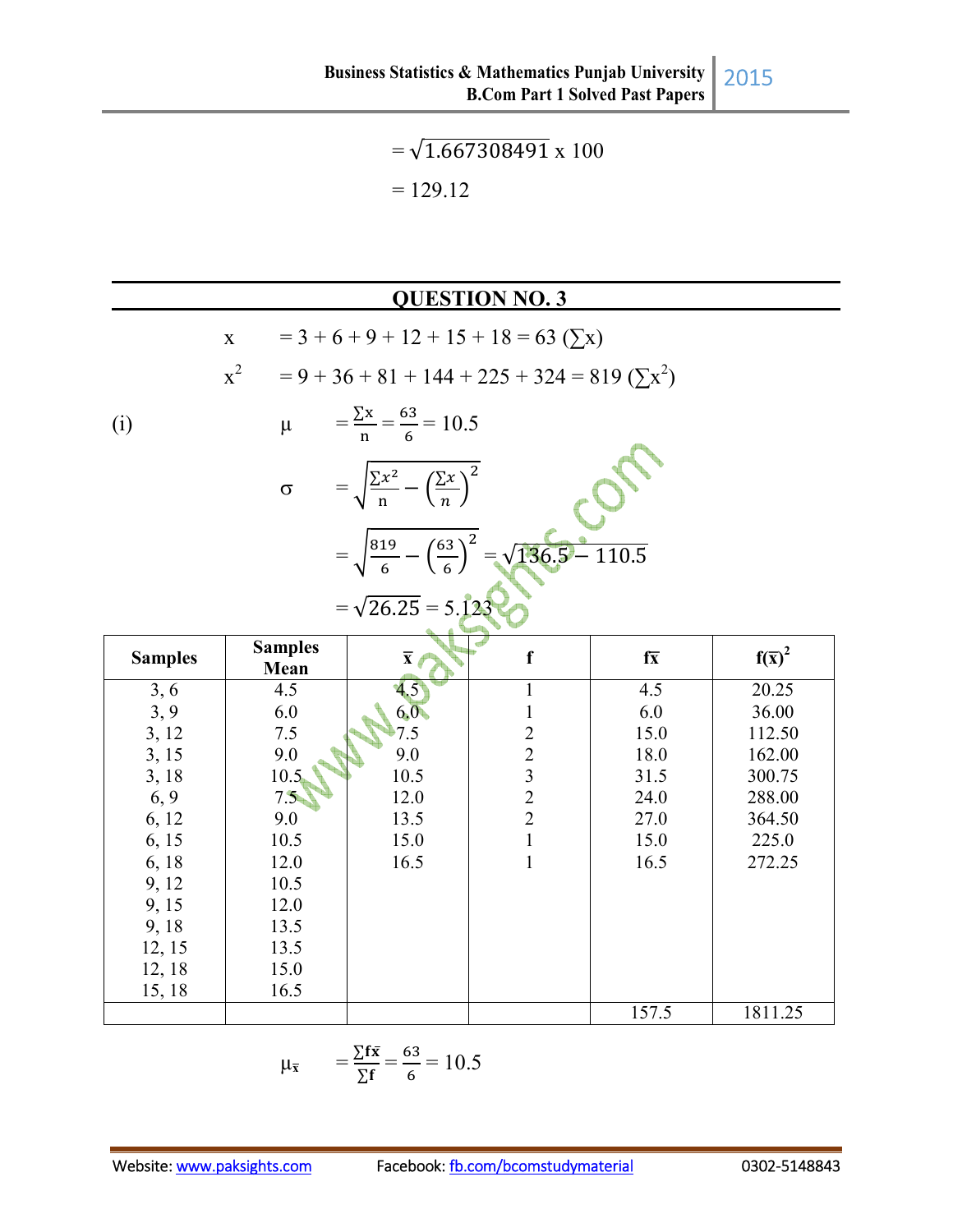$$= \sqrt{1.667308491} \times 100$$

$$= 129.12$$

## QUESTION NO. 3

x $= 3 + 6 + 9 + 12 + 15 + 18 = 63 \ (\sum x)$

$x^2$ $= 9 + 36 + 81 + 144 + 225 + 324 = 819 \ (\sum x^2)$

(i) $\mu = \frac{\sum x}{n} = \frac{63}{6} = 10.5$

$$\sigma = \sqrt{\frac{\sum x^2}{n} - \left(\frac{\sum x}{n}\right)^2}$$

$$= \sqrt{\frac{819}{6} - \left(\frac{63}{6}\right)^2} = \sqrt{136.5 - 110.5}$$

$$= \sqrt{26.25} = 5.123$$

| Samples | Samples Mean | $\bar{x}$ | f | $f\bar{x}$ | $f(\bar{x})^2$ |
|---|---|---|---|---|---|
| 3, 6 | 4.5 | 4.5 | 1 | 4.5 | 20.25 |
| 3, 9 | 6.0 | 6.0 | 1 | 6.0 | 36.00 |
| 3, 12 | 7.5 | 7.5 | 2 | 15.0 | 112.50 |
| 3, 15 | 9.0 | 9.0 | 2 | 18.0 | 162.00 |
| 3, 18 | 10.5 | 10.5 | 3 | 31.5 | 300.75 |
| 6, 9 | 7.5 | 12.0 | 2 | 24.0 | 288.00 |
| 6, 12 | 9.0 | 13.5 | 2 | 27.0 | 364.50 |
| 6, 15 | 10.5 | 15.0 | 1 | 15.0 | 225.0 |
| 6, 18 | 12.0 | 16.5 | 1 | 16.5 | 272.25 |
| 9, 12 | 10.5 | | | | |
| 9, 15 | 12.0 | | | | |
| 9, 18 | 13.5 | | | | |
| 12, 15 | 13.5 | | | | |
| 12, 18 | 15.0 | | | | |
| 15, 18 | 16.5 | | | | |
| | | | | 157.5 | 1811.25 |

$$\mu_{\bar{x}} = \frac{\sum f\bar{x}}{\sum f} = \frac{63}{6} = 10.5$$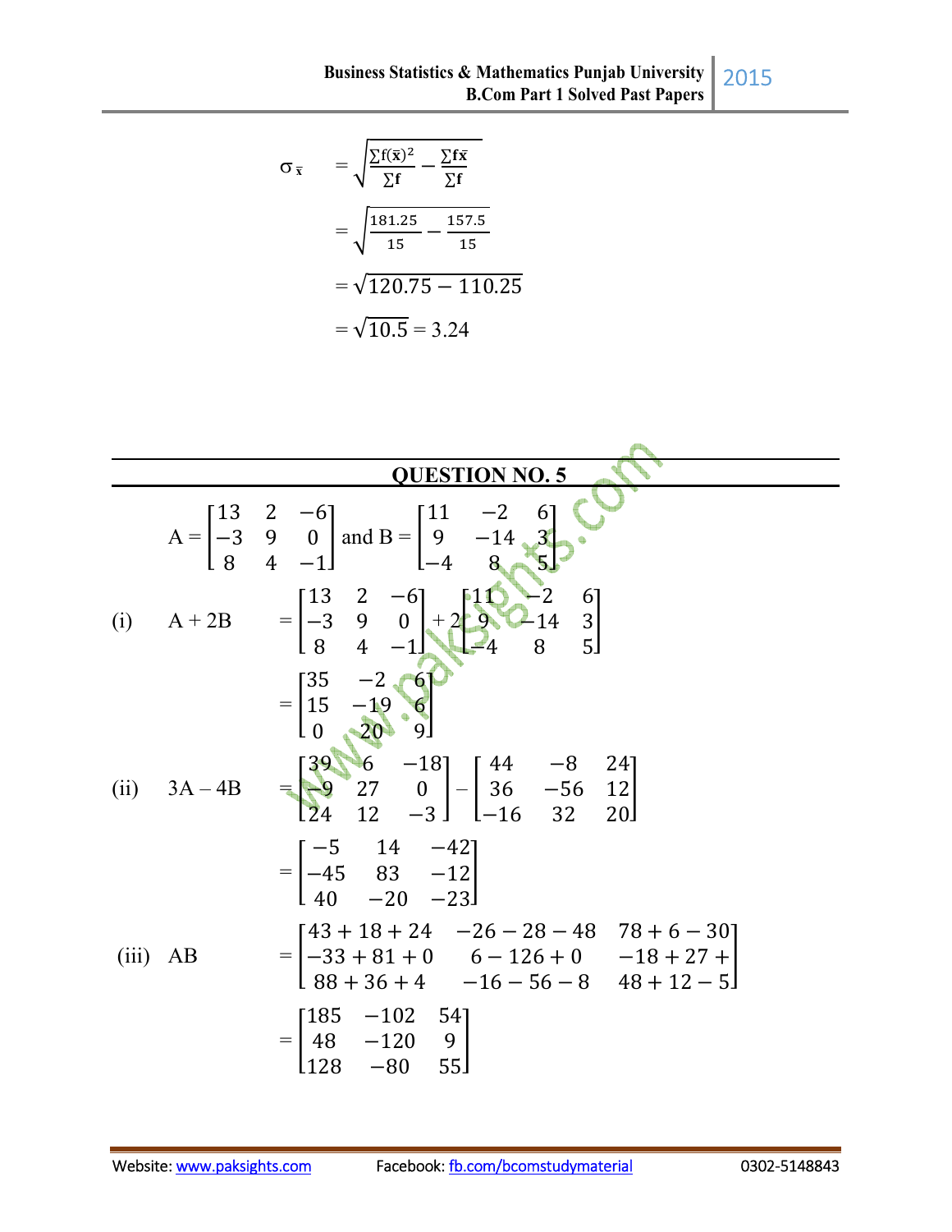$$\sigma_{\bar{x}} = \sqrt{\frac{\sum f(\bar{x})^2}{\sum f} - \frac{\sum f\bar{x}}{\sum f}}$$

$$= \sqrt{\frac{181.25}{15} - \frac{157.5}{15}}$$

$$= \sqrt{120.75 - 110.25}$$

$$= \sqrt{10.5} = 3.24$$

## QUESTION NO. 5

$$A = \begin{bmatrix} 13 & 2 & -6 \\ -3 & 9 & 0 \\ 8 & 4 & -1 \end{bmatrix} \text{ and } B = \begin{bmatrix} 11 & -2 & 6 \\ 9 & -14 & 3 \\ -4 & 8 & 5 \end{bmatrix}$$

(i) A + 2B

$$= \begin{bmatrix} 13 & 2 & -6 \\ -3 & 9 & 0 \\ 8 & 4 & -1 \end{bmatrix} + 2\begin{bmatrix} 11 & -2 & 6 \\ 9 & -14 & 3 \\ -4 & 8 & 5 \end{bmatrix}$$

$$= \begin{bmatrix} 35 & -2 & 6 \\ 15 & -19 & 6 \\ 0 & 20 & 9 \end{bmatrix}$$

(ii) 3A – 4B

$$= \begin{bmatrix} 39 & 6 & -18 \\ -9 & 27 & 0 \\ 24 & 12 & -3 \end{bmatrix} - \begin{bmatrix} 44 & -8 & 24 \\ 36 & -56 & 12 \\ -16 & 32 & 20 \end{bmatrix}$$

$$= \begin{bmatrix} -5 & 14 & -42 \\ -45 & 83 & -12 \\ 40 & -20 & -23 \end{bmatrix}$$

(iii) AB

$$= \begin{bmatrix} 43 + 18 + 24 & -26 - 28 - 48 & 78 + 6 - 30 \\ -33 + 81 + 0 & 6 - 126 + 0 & -18 + 27 + \\ 88 + 36 + 4 & -16 - 56 - 8 & 48 + 12 - 5 \end{bmatrix}$$

$$= \begin{bmatrix} 185 & -102 & 54 \\ 48 & -120 & 9 \\ 128 & -80 & 55 \end{bmatrix}$$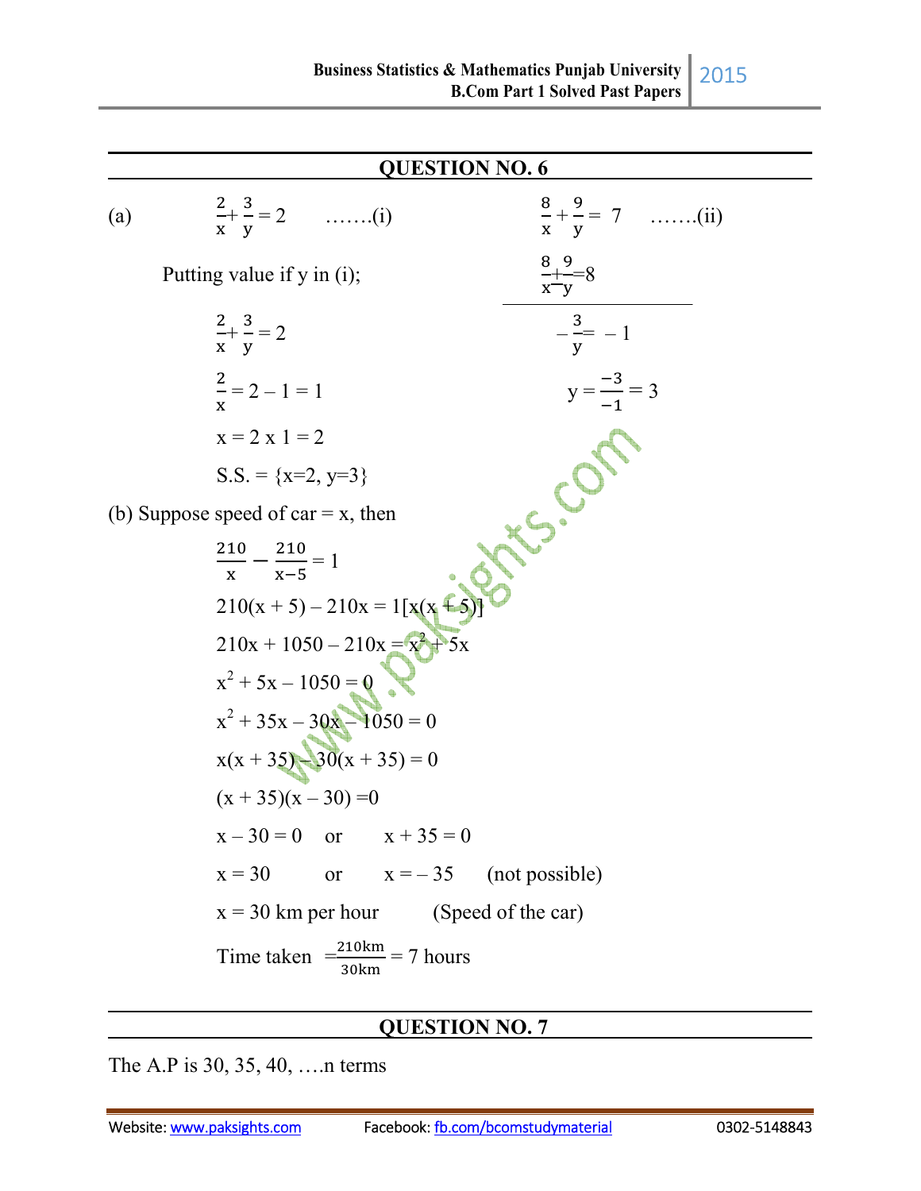## QUESTION NO. 6

(a) $\frac{2}{x} + \frac{3}{y} = 2$ …….(i) $\frac{8}{x} + \frac{9}{y} = 7$ …….(ii)

$\frac{8}{x} + \frac{9}{y} = 8$

$-\frac{3}{y} = -1$

$y = \frac{-3}{-1} = 3$

Putting value if y in (i);

$\frac{2}{x} + \frac{3}{y} = 2$

$\frac{2}{x} = 2 - 1 = 1$

$x = 2 \times 1 = 2$

S.S. = {x=2, y=3}

(b) Suppose speed of car = x, then

$\frac{210}{x} - \frac{210}{x-5} = 1$

$210(x + 5) - 210x = 1[x(x + 5)]$

$210x + 1050 - 210x = x^2 + 5x$

$x^2 + 5x - 1050 = 0$

$x^2 + 35x - 30x - 1050 = 0$

$x(x + 35) - 30(x + 35) = 0$

$(x + 35)(x - 30) = 0$

$x - 30 = 0$ or $x + 35 = 0$

$x = 30$ or $x = -35$ (not possible)

$x = 30$ km per hour (Speed of the car)

Time taken $= \frac{210km}{30km} = 7$ hours

## QUESTION NO. 7

The A.P is 30, 35, 40, ….n terms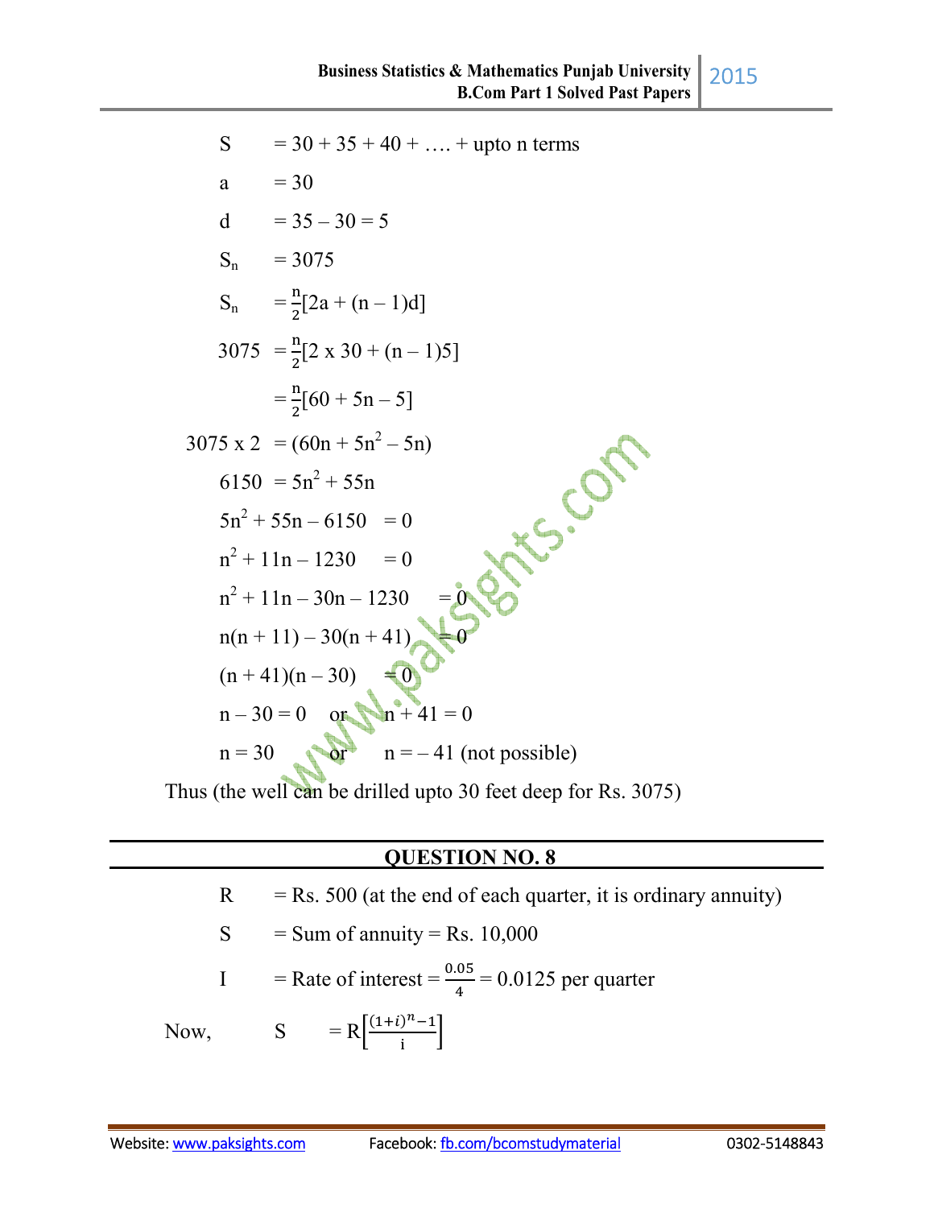$$S = 30 + 35 + 40 + \ldots + \text{upto n terms}$$

$$a = 30$$

$$d = 35 - 30 = 5$$

$$S_n = 3075$$

$$S_n = \frac{n}{2}[2a + (n - 1)d]$$

$$3075 = \frac{n}{2}[2 \times 30 + (n - 1)5]$$

$$= \frac{n}{2}[60 + 5n - 5]$$

$$3075 \times 2 = (60n + 5n^2 - 5n)$$

$$6150 = 5n^2 + 55n$$

$$5n^2 + 55n - 6150 = 0$$

$$n^2 + 11n - 1230 = 0$$

$$n^2 + 11n - 30n - 1230 = 0$$

$$n(n + 11) - 30(n + 41) = 0$$

$$(n + 41)(n - 30) = 0$$

$$n - 30 = 0 \quad \text{or} \quad n + 41 = 0$$

$$n = 30 \quad \text{or} \quad n = -41 \text{ (not possible)}$$

Thus (the well can be drilled upto 30 feet deep for Rs. 3075)

## QUESTION NO. 8

$R$ = Rs. 500 (at the end of each quarter, it is ordinary annuity)

$S$ = Sum of annuity = Rs. 10,000

$I$ = Rate of interest = $\frac{0.05}{4}$ = 0.0125 per quarter

Now,

$$S = R\left[\frac{(1+i)^n - 1}{i}\right]$$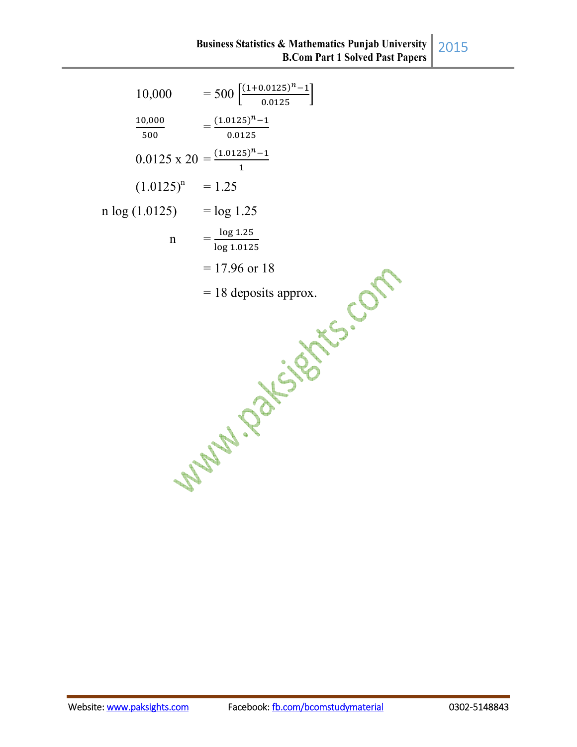$$10{,}000 = 500\left[\frac{(1+0.0125)^n-1}{0.0125}\right]$$

$$\frac{10{,}000}{500} = \frac{(1.0125)^n-1}{0.0125}$$

$$0.0125 \times 20 = \frac{(1.0125)^n-1}{1}$$

$$(1.0125)^n = 1.25$$

$$n \log(1.0125) = \log 1.25$$

$$n = \frac{\log 1.25}{\log 1.0125}$$

$$= 17.96 \text{ or } 18$$

$$= 18 \text{ deposits approx.}$$